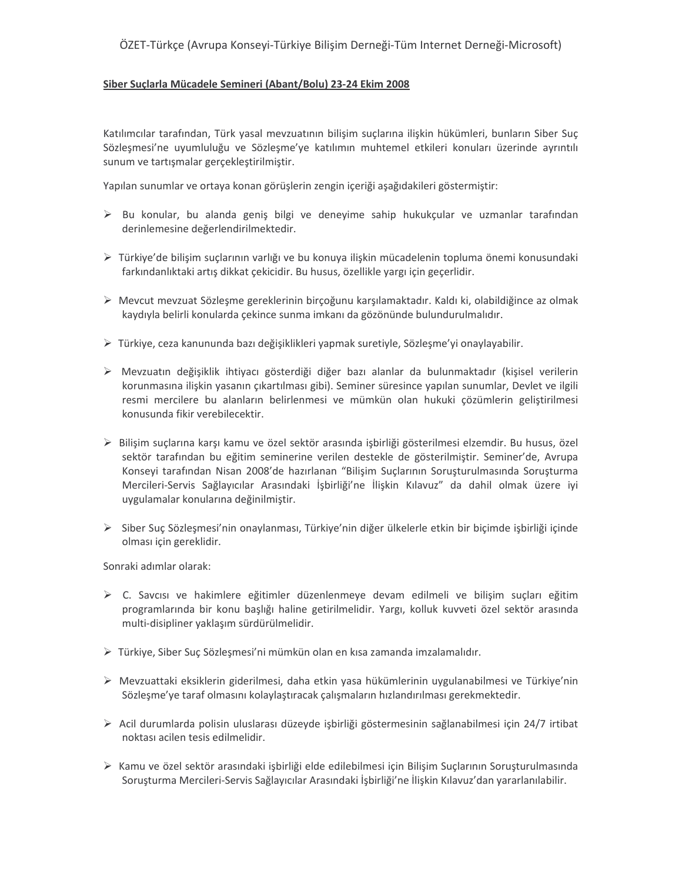ÖZET-Türkçe (Avrupa Konseyi-Türkiye Bilişim Derneği-Tüm Internet Derneği-Microsoft)

**Siber Suçlarla Mücadele Semineri (Abant/Bolu) 23-24 Ekim 2008**

Katılımcılar tarafından, Türk yasal mevzuatının bilişim suçlarına ilişkin hükümleri, bunların Siber Suç Sözleşmesi'ne uyumluluğu ve Sözleşme'ye katılımın muhtemel etkileri konuları üzerinde ayrıntılı sunum ve tartışmalar gerçekleştirilmiştir.

Yapılan sunumlar ve ortaya konan görüşlerin zengin içeriği aşağıdakileri göstermiştir:

- Bu konular, bu alanda geniş bilgi ve deneyime sahip hukukçular ve uzmanlar tarafından derinlemesine değerlendirilmektedir.
- Türkiye'de bilişim suçlarının varlığı ve bu konuya ilişkin mücadelenin topluma önemi konusundaki farkındanlıktaki artış dikkat çekicidir. Bu husus, özellikle yargı için geçerlidir.
- Mevcut mevzuat Sözleşme gereklerinin birçoğunu karşılamaktadır. Kaldı ki, olabildiğince az olmak kaydıyla belirli konularda çekince sunma imkanı da gözönünde bulundurulmalıdır.
- Türkiye, ceza kanununda bazı değişiklikleri yapmak suretiyle, Sözleşme'yi onaylayabilir.
- Mevzuatın değişiklik ihtiyacı gösterdiği diğer bazı alanlar da bulunmaktadır (kişisel verilerin korunmasına ilişkin yasanın çıkartılması gibi). Seminer süresince yapılan sunumlar, Devlet ve ilgili resmi mercilere bu alanların belirlenmesi ve mümkün olan hukuki çözümlerin geliştirilmesi konusunda fikir verebilecektir.
- Bilişim suçlarına karşı kamu ve özel sektör arasında işbirliği gösterilmesi elzemdir. Bu husus, özel sektör tarafından bu eğitim seminerine verilen destekle de gösterilmiştir. Seminer'de, Avrupa Konseyi tarafından Nisan 2008'de hazırlanan "Bilişim Suçlarının Soruşturulmasında Soruşturma Mercileri-Servis Sağlayıcılar Arasındaki İşbirliği'ne İlişkin Kılavuz" da dahil olmak üzere iyi uygulamalar konularına değinilmiştir.
- Siber Suç Sözleşmesi'nin onaylanması, Türkiye'nin diğer ülkelerle etkin bir biçimde işbirliği içinde olması için gereklidir.

Sonraki adımlar olarak:

- C. Savcısı ve hakimlere eğitimler düzenlenmeye devam edilmeli ve bilişim suçları eğitim programlarında bir konu başlığı haline getirilmelidir. Yargı, kolluk kuvveti özel sektör arasında multi-disipliner yaklaşım sürdürülmelidir.
- Türkiye, Siber Suç Sözleşmesi'ni mümkün olan en kısa zamanda imzalamalıdır.
- Mevzuattaki eksiklerin giderilmesi, daha etkin yasa hükümlerinin uygulanabilmesi ve Türkiye'nin Sözleşme'ye taraf olmasını kolaylaştıracak çalışmaların hızlandırılması gerekmektedir.
- Acil durumlarda polisin uluslarası düzeyde işbirliği göstermesinin sağlanabilmesi için 24/7 irtibat noktası acilen tesis edilmelidir.
- Kamu ve özel sektör arasındaki işbirliği elde edilebilmesi için Bilişim Suçlarının Soruşturulmasında Soruşturma Mercileri-Servis Sağlayıcılar Arasındaki İşbirliği'ne İlişkin Kılavuz'dan yararlanılabilir.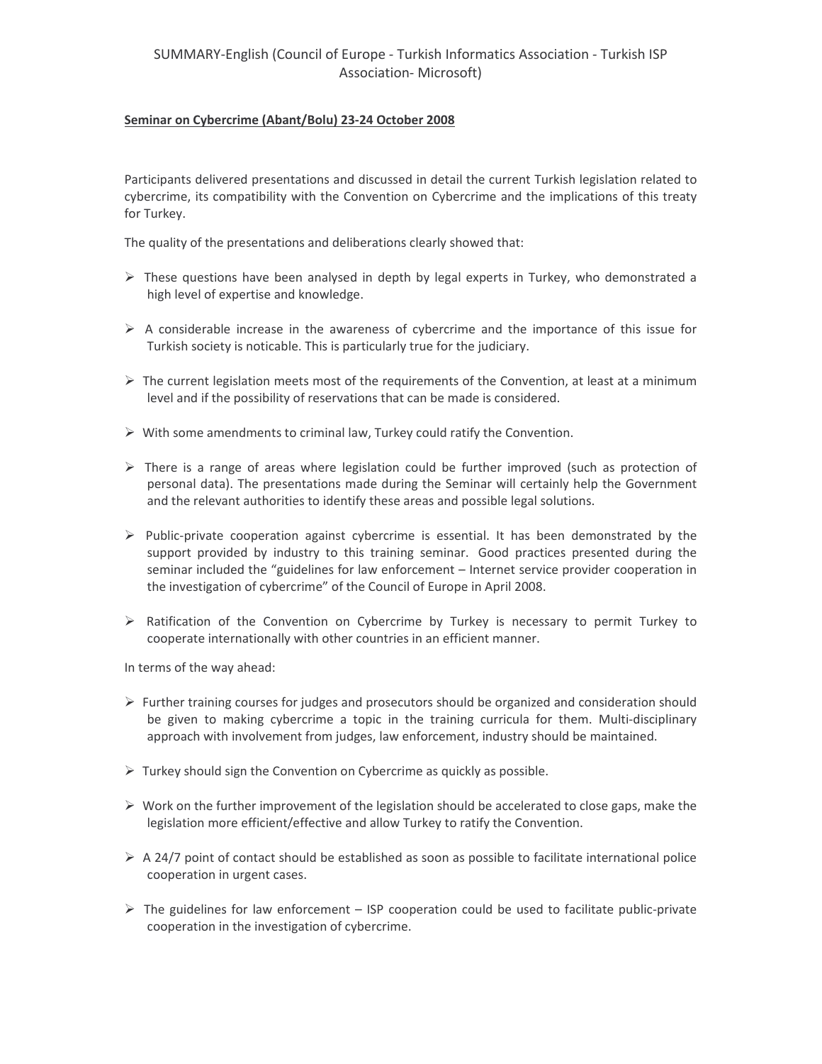SUMMARY-English (Council of Europe - Turkish Informatics Association - Turkish ISP Association- Microsoft)

**Seminar on Cybercrime (Abant/Bolu) 23-24 October 2008**

Participants delivered presentations and discussed in detail the current Turkish legislation related to cybercrime, its compatibility with the Convention on Cybercrime and the implications of this treaty for Turkey.

The quality of the presentations and deliberations clearly showed that:

- These questions have been analysed in depth by legal experts in Turkey, who demonstrated a high level of expertise and knowledge.
- A considerable increase in the awareness of cybercrime and the importance of this issue for Turkish society is noticable. This is particularly true for the judiciary.
- The current legislation meets most of the requirements of the Convention, at least at a minimum level and if the possibility of reservations that can be made is considered.
- With some amendments to criminal law, Turkey could ratify the Convention.
- There is a range of areas where legislation could be further improved (such as protection of personal data). The presentations made during the Seminar will certainly help the Government and the relevant authorities to identify these areas and possible legal solutions.
- Public-private cooperation against cybercrime is essential. It has been demonstrated by the support provided by industry to this training seminar. Good practices presented during the seminar included the "guidelines for law enforcement – Internet service provider cooperation in the investigation of cybercrime" of the Council of Europe in April 2008.
- Ratification of the Convention on Cybercrime by Turkey is necessary to permit Turkey to cooperate internationally with other countries in an efficient manner.

In terms of the way ahead:

- Further training courses for judges and prosecutors should be organized and consideration should be given to making cybercrime a topic in the training curricula for them. Multi-disciplinary approach with involvement from judges, law enforcement, industry should be maintained.
- Turkey should sign the Convention on Cybercrime as quickly as possible.
- Work on the further improvement of the legislation should be accelerated to close gaps, make the legislation more efficient/effective and allow Turkey to ratify the Convention.
- A 24/7 point of contact should be established as soon as possible to facilitate international police cooperation in urgent cases.
- The guidelines for law enforcement – ISP cooperation could be used to facilitate public-private cooperation in the investigation of cybercrime.